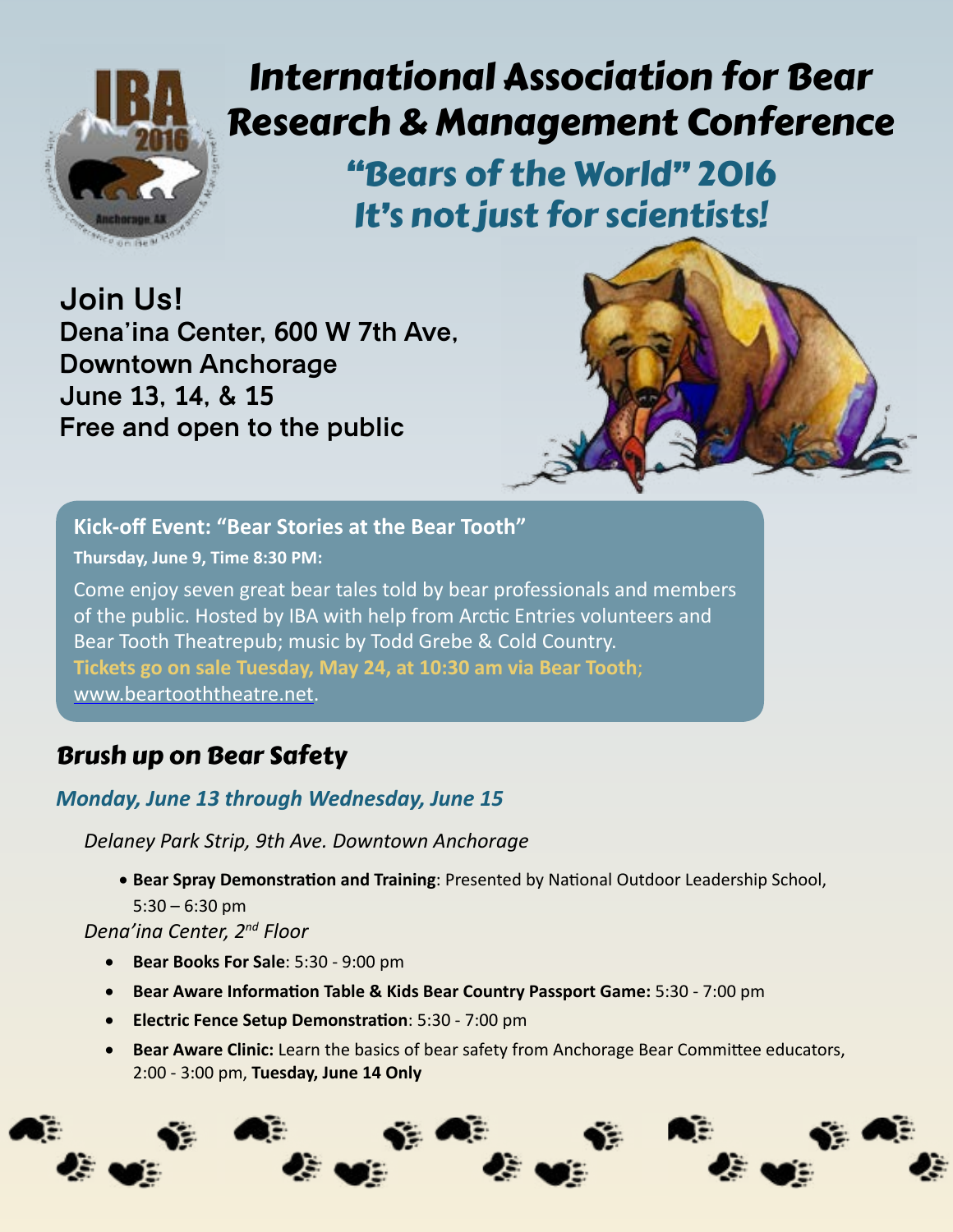# International Association for Bear Research & Management Conference

## "Bears of the World" 2016
## It's not just for scientists!

**Join Us!**
**Dena'ina Center, 600 W 7th Ave, Downtown Anchorage**
**June 13, 14, & 15**
**Free and open to the public**

### Kick-off Event: "Bear Stories at the Bear Tooth"

**Thursday, June 9, Time 8:30 PM:**

Come enjoy seven great bear tales told by bear professionals and members of the public. Hosted by IBA with help from Arctic Entries volunteers and Bear Tooth Theatrepub; music by Todd Grebe & Cold Country. **Tickets go on sale Tuesday, May 24, at 10:30 am via Bear Tooth**; www.beartooththeatre.net.

## Brush up on Bear Safety

### *Monday, June 13 through Wednesday, June 15*

*Delaney Park Strip, 9th Ave. Downtown Anchorage*

- **Bear Spray Demonstration and Training**: Presented by National Outdoor Leadership School, 5:30 – 6:30 pm

*Dena'ina Center, 2nd Floor*

- **Bear Books For Sale**: 5:30 - 9:00 pm
- **Bear Aware Information Table & Kids Bear Country Passport Game:** 5:30 - 7:00 pm
- **Electric Fence Setup Demonstration**: 5:30 - 7:00 pm
- **Bear Aware Clinic:** Learn the basics of bear safety from Anchorage Bear Committee educators, 2:00 - 3:00 pm, **Tuesday, June 14 Only**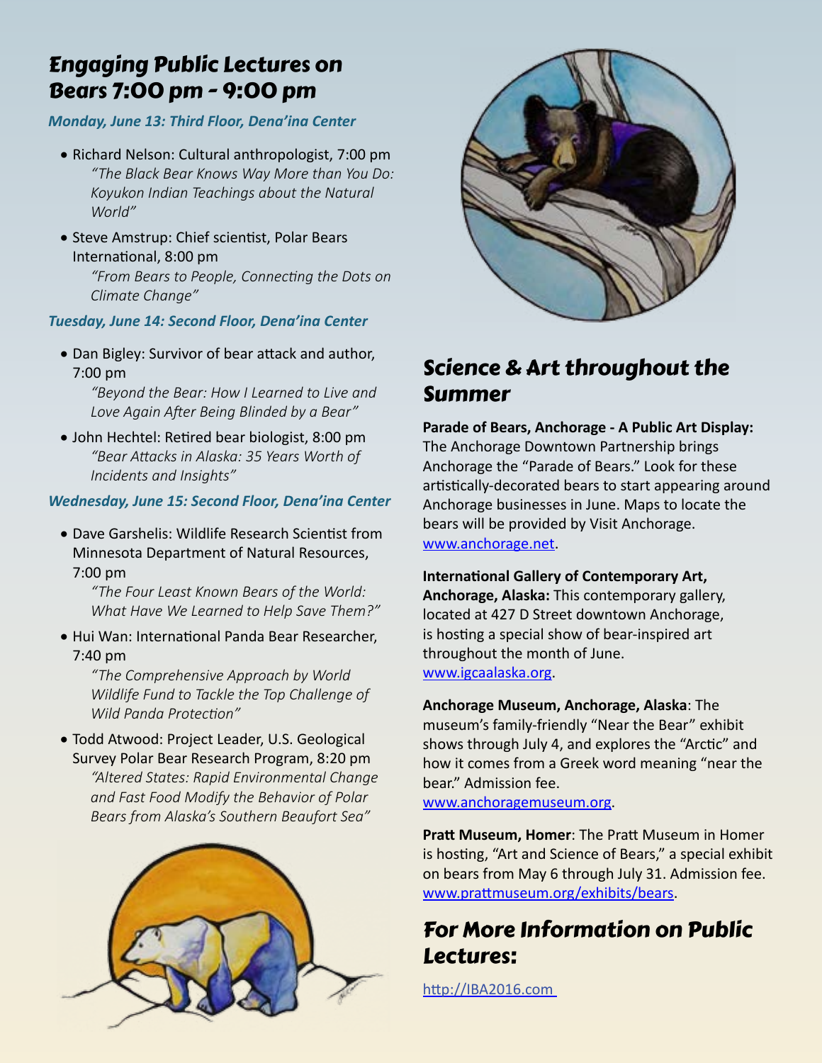## Engaging Public Lectures on Bears 7:00 pm - 9:00 pm

***Monday, June 13: Third Floor, Dena'ina Center***

- Richard Nelson: Cultural anthropologist, 7:00 pm
  *"The Black Bear Knows Way More than You Do: Koyukon Indian Teachings about the Natural World"*
- Steve Amstrup: Chief scientist, Polar Bears International, 8:00 pm
  *"From Bears to People, Connecting the Dots on Climate Change"*

***Tuesday, June 14: Second Floor, Dena'ina Center***

- Dan Bigley: Survivor of bear attack and author, 7:00 pm
  *"Beyond the Bear: How I Learned to Live and Love Again After Being Blinded by a Bear"*
- John Hechtel: Retired bear biologist, 8:00 pm
  *"Bear Attacks in Alaska: 35 Years Worth of Incidents and Insights"*

***Wednesday, June 15: Second Floor, Dena'ina Center***

- Dave Garshelis: Wildlife Research Scientist from Minnesota Department of Natural Resources, 7:00 pm
  *"The Four Least Known Bears of the World: What Have We Learned to Help Save Them?"*
- Hui Wan: International Panda Bear Researcher, 7:40 pm
  *"The Comprehensive Approach by World Wildlife Fund to Tackle the Top Challenge of Wild Panda Protection"*
- Todd Atwood: Project Leader, U.S. Geological Survey Polar Bear Research Program, 8:20 pm
  *"Altered States: Rapid Environmental Change and Fast Food Modify the Behavior of Polar Bears from Alaska's Southern Beaufort Sea"*

## Science & Art throughout the Summer

**Parade of Bears, Anchorage - A Public Art Display:** The Anchorage Downtown Partnership brings Anchorage the "Parade of Bears." Look for these artistically-decorated bears to start appearing around Anchorage businesses in June. Maps to locate the bears will be provided by Visit Anchorage. www.anchorage.net.

**International Gallery of Contemporary Art, Anchorage, Alaska:** This contemporary gallery, located at 427 D Street downtown Anchorage, is hosting a special show of bear-inspired art throughout the month of June. www.igcaalaska.org.

**Anchorage Museum, Anchorage, Alaska**: The museum's family-friendly "Near the Bear" exhibit shows through July 4, and explores the "Arctic" and how it comes from a Greek word meaning "near the bear." Admission fee. www.anchoragemuseum.org.

**Pratt Museum, Homer**: The Pratt Museum in Homer is hosting, "Art and Science of Bears," a special exhibit on bears from May 6 through July 31. Admission fee. www.prattmuseum.org/exhibits/bears.

## For More Information on Public Lectures:

http://IBA2016.com